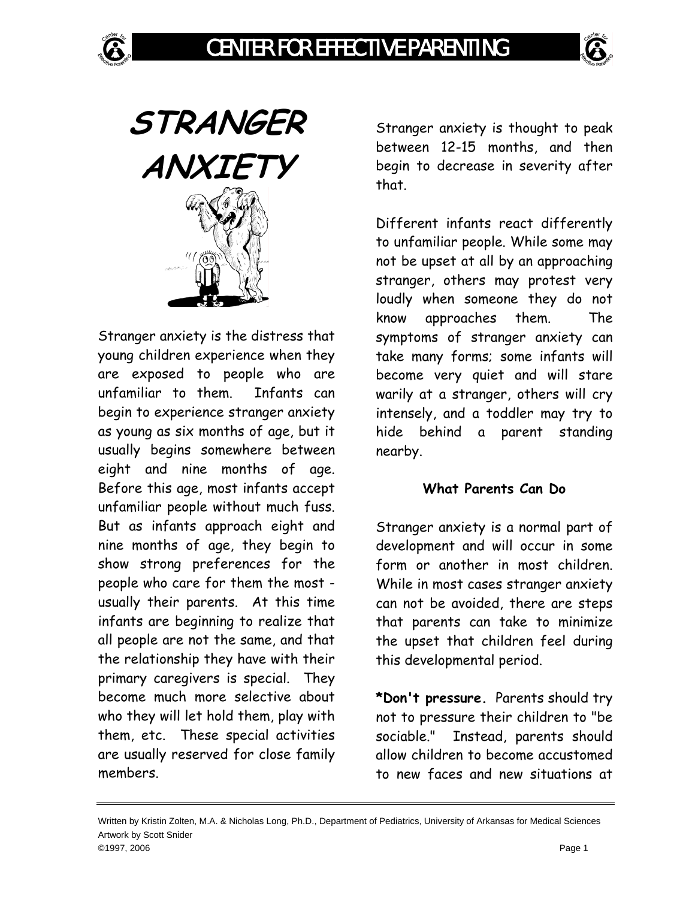# STRANGER ANXIETY

Stranger anxiety is the distress that young children experience when they are exposed to people who are unfamiliar to them. Infants can begin to experience stranger anxiety as young as six months of age, but it usually begins somewhere between eight and nine months of age. Before this age, most infants accept unfamiliar people without much fuss. But as infants approach eight and nine months of age, they begin to show strong preferences for the people who care for them the most - usually their parents. At this time infants are beginning to realize that all people are not the same, and that the relationship they have with their primary caregivers is special. They become much more selective about who they will let hold them, play with them, etc. These special activities are usually reserved for close family members.

Stranger anxiety is thought to peak between 12-15 months, and then begin to decrease in severity after that.

Different infants react differently to unfamiliar people. While some may not be upset at all by an approaching stranger, others may protest very loudly when someone they do not know approaches them. The symptoms of stranger anxiety can take many forms; some infants will become very quiet and will stare warily at a stranger, others will cry intensely, and a toddler may try to hide behind a parent standing nearby.

### What Parents Can Do

Stranger anxiety is a normal part of development and will occur in some form or another in most children. While in most cases stranger anxiety can not be avoided, there are steps that parents can take to minimize the upset that children feel during this developmental period.

**\*Don't pressure.** Parents should try not to pressure their children to "be sociable." Instead, parents should allow children to become accustomed to new faces and new situations at

Written by Kristin Zolten, M.A. & Nicholas Long, Ph.D., Department of Pediatrics, University of Arkansas for Medical Sciences
Artwork by Scott Snider
©1997, 2006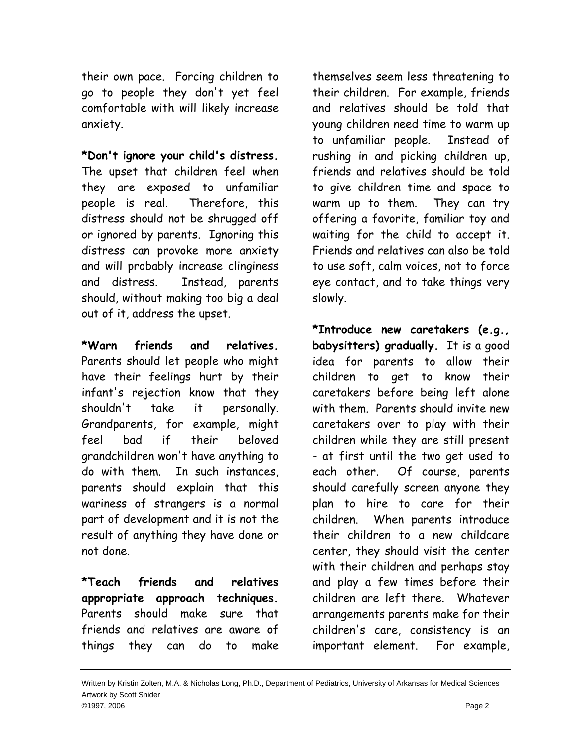their own pace. Forcing children to go to people they don't yet feel comfortable with will likely increase anxiety.

**\*Don't ignore your child's distress.** The upset that children feel when they are exposed to unfamiliar people is real. Therefore, this distress should not be shrugged off or ignored by parents. Ignoring this distress can provoke more anxiety and will probably increase clinginess and distress. Instead, parents should, without making too big a deal out of it, address the upset.

**\*Warn friends and relatives.** Parents should let people who might have their feelings hurt by their infant's rejection know that they shouldn't take it personally. Grandparents, for example, might feel bad if their beloved grandchildren won't have anything to do with them. In such instances, parents should explain that this wariness of strangers is a normal part of development and it is not the result of anything they have done or not done.

**\*Teach friends and relatives appropriate approach techniques.** Parents should make sure that friends and relatives are aware of things they can do to make themselves seem less threatening to their children. For example, friends and relatives should be told that young children need time to warm up to unfamiliar people. Instead of rushing in and picking children up, friends and relatives should be told to give children time and space to warm up to them. They can try offering a favorite, familiar toy and waiting for the child to accept it. Friends and relatives can also be told to use soft, calm voices, not to force eye contact, and to take things very slowly.

**\*Introduce new caretakers (e.g., babysitters) gradually.** It is a good idea for parents to allow their children to get to know their caretakers before being left alone with them. Parents should invite new caretakers over to play with their children while they are still present - at first until the two get used to each other. Of course, parents should carefully screen anyone they plan to hire to care for their children. When parents introduce their children to a new childcare center, they should visit the center with their children and perhaps stay and play a few times before their children are left there. Whatever arrangements parents make for their children's care, consistency is an important element. For example,

Written by Kristin Zolten, M.A. & Nicholas Long, Ph.D., Department of Pediatrics, University of Arkansas for Medical Sciences
Artwork by Scott Snider
©1997, 2006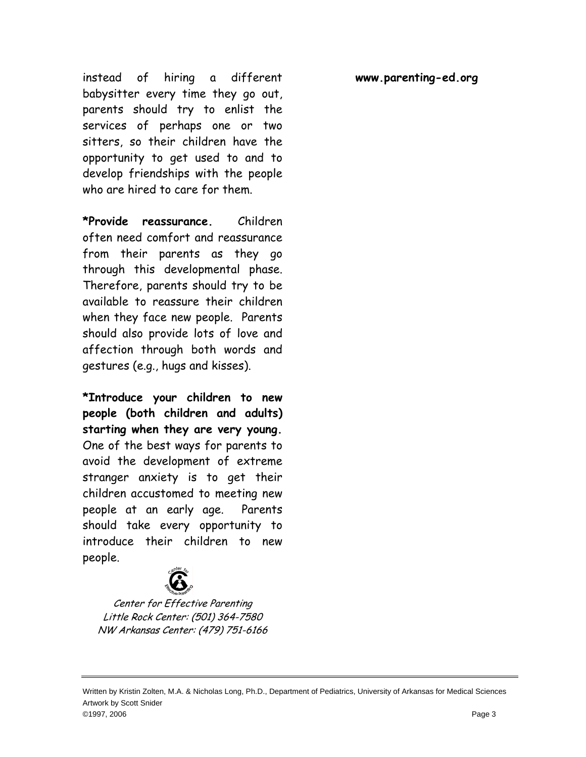instead of hiring a different babysitter every time they go out, parents should try to enlist the services of perhaps one or two sitters, so their children have the opportunity to get used to and to develop friendships with the people who are hired to care for them.

**\*Provide reassurance.** Children often need comfort and reassurance from their parents as they go through this developmental phase. Therefore, parents should try to be available to reassure their children when they face new people. Parents should also provide lots of love and affection through both words and gestures (e.g., hugs and kisses).

**\*Introduce your children to new people (both children and adults) starting when they are very young.** One of the best ways for parents to avoid the development of extreme stranger anxiety is to get their children accustomed to meeting new people at an early age. Parents should take every opportunity to introduce their children to new people.

*Center for Effective Parenting*
*Little Rock Center: (501) 364-7580*
*NW Arkansas Center: (479) 751-6166*

**www.parenting-ed.org**

Written by Kristin Zolten, M.A. & Nicholas Long, Ph.D., Department of Pediatrics, University of Arkansas for Medical Sciences
Artwork by Scott Snider
©1997, 2006